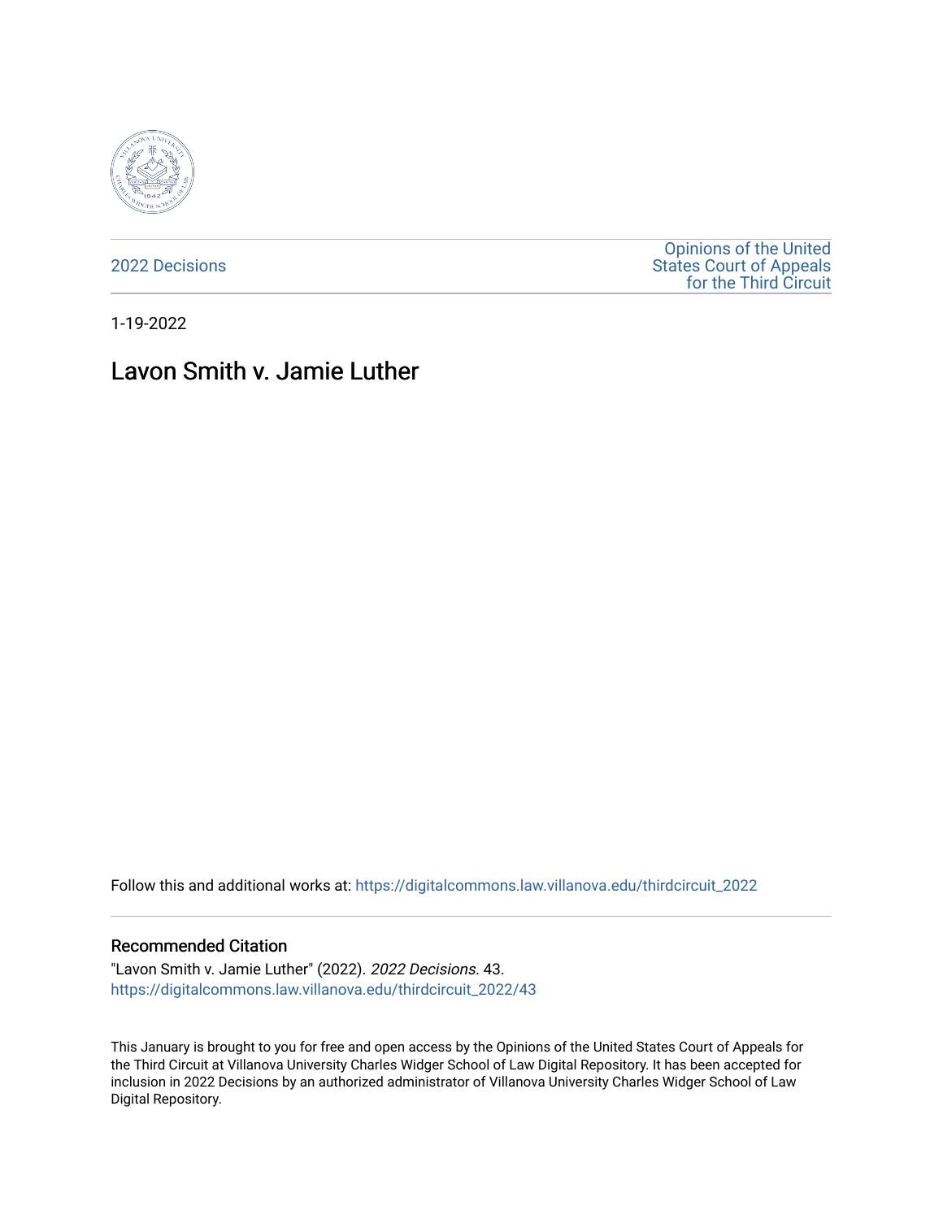2022 Decisions

Opinions of the United States Court of Appeals for the Third Circuit

1-19-2022

# Lavon Smith v. Jamie Luther

Follow this and additional works at: https://digitalcommons.law.villanova.edu/thirdcircuit_2022

## Recommended Citation

"Lavon Smith v. Jamie Luther" (2022). *2022 Decisions*. 43.
https://digitalcommons.law.villanova.edu/thirdcircuit_2022/43

This January is brought to you for free and open access by the Opinions of the United States Court of Appeals for the Third Circuit at Villanova University Charles Widger School of Law Digital Repository. It has been accepted for inclusion in 2022 Decisions by an authorized administrator of Villanova University Charles Widger School of Law Digital Repository.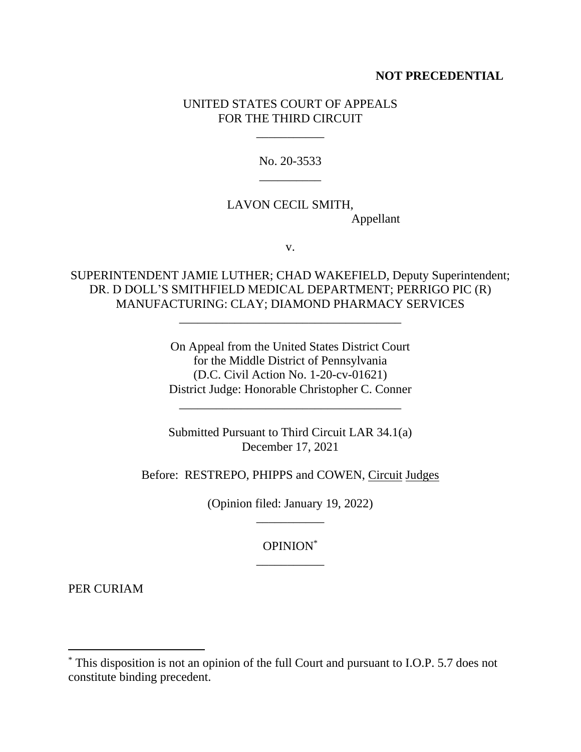**NOT PRECEDENTIAL**

UNITED STATES COURT OF APPEALS
FOR THE THIRD CIRCUIT

\_\_\_\_\_\_\_\_\_\_\_

No. 20-3533

\_\_\_\_\_\_\_\_\_\_

LAVON CECIL SMITH,
Appellant

v.

SUPERINTENDENT JAMIE LUTHER; CHAD WAKEFIELD, Deputy Superintendent; DR. D DOLL'S SMITHFIELD MEDICAL DEPARTMENT; PERRIGO PIC (R) MANUFACTURING: CLAY; DIAMOND PHARMACY SERVICES

\_\_\_\_\_\_\_\_\_\_\_\_\_\_\_\_\_\_\_\_\_\_\_\_\_\_\_\_\_\_\_\_\_\_\_\_

On Appeal from the United States District Court
for the Middle District of Pennsylvania
(D.C. Civil Action No. 1-20-cv-01621)
District Judge: Honorable Christopher C. Conner

\_\_\_\_\_\_\_\_\_\_\_\_\_\_\_\_\_\_\_\_\_\_\_\_\_\_\_\_\_\_\_\_\_\_\_\_

Submitted Pursuant to Third Circuit LAR 34.1(a)
December 17, 2021

Before: RESTREPO, PHIPPS and COWEN, Circuit Judges

(Opinion filed: January 19, 2022)

\_\_\_\_\_\_\_\_\_\_\_

OPINION*

\_\_\_\_\_\_\_\_\_\_\_

PER CURIAM

---

* This disposition is not an opinion of the full Court and pursuant to I.O.P. 5.7 does not constitute binding precedent.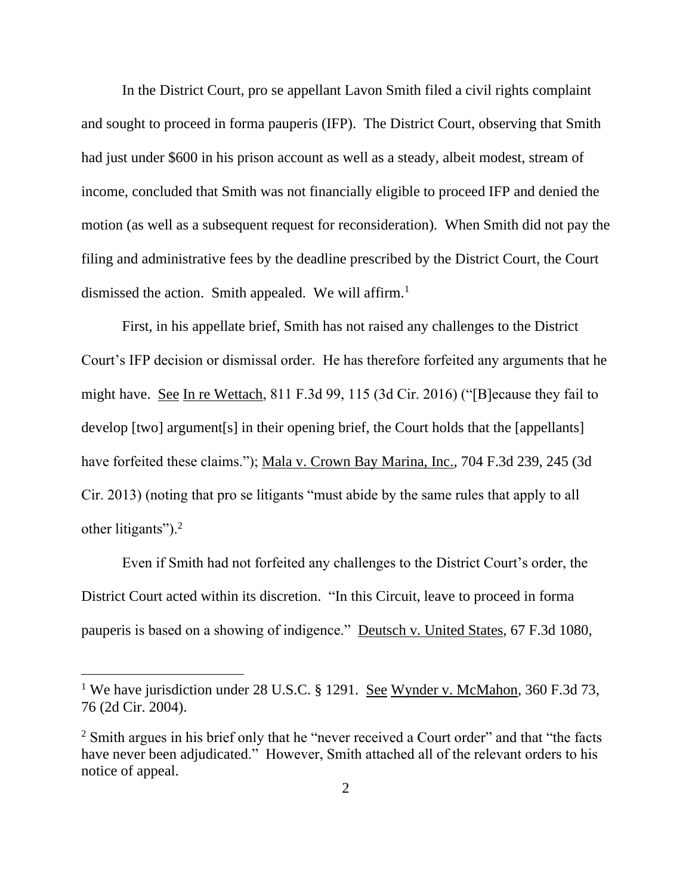In the District Court, pro se appellant Lavon Smith filed a civil rights complaint and sought to proceed in forma pauperis (IFP). The District Court, observing that Smith had just under $600 in his prison account as well as a steady, albeit modest, stream of income, concluded that Smith was not financially eligible to proceed IFP and denied the motion (as well as a subsequent request for reconsideration). When Smith did not pay the filing and administrative fees by the deadline prescribed by the District Court, the Court dismissed the action. Smith appealed. We will affirm.[1]

First, in his appellate brief, Smith has not raised any challenges to the District Court's IFP decision or dismissal order. He has therefore forfeited any arguments that he might have. See In re Wettach, 811 F.3d 99, 115 (3d Cir. 2016) ("[B]ecause they fail to develop [two] argument[s] in their opening brief, the Court holds that the [appellants] have forfeited these claims."); Mala v. Crown Bay Marina, Inc., 704 F.3d 239, 245 (3d Cir. 2013) (noting that pro se litigants "must abide by the same rules that apply to all other litigants").[2]

Even if Smith had not forfeited any challenges to the District Court's order, the District Court acted within its discretion. "In this Circuit, leave to proceed in forma pauperis is based on a showing of indigence." Deutsch v. United States, 67 F.3d 1080,

---

[1] We have jurisdiction under 28 U.S.C. § 1291. See Wynder v. McMahon, 360 F.3d 73, 76 (2d Cir. 2004).

[2] Smith argues in his brief only that he "never received a Court order" and that "the facts have never been adjudicated." However, Smith attached all of the relevant orders to his notice of appeal.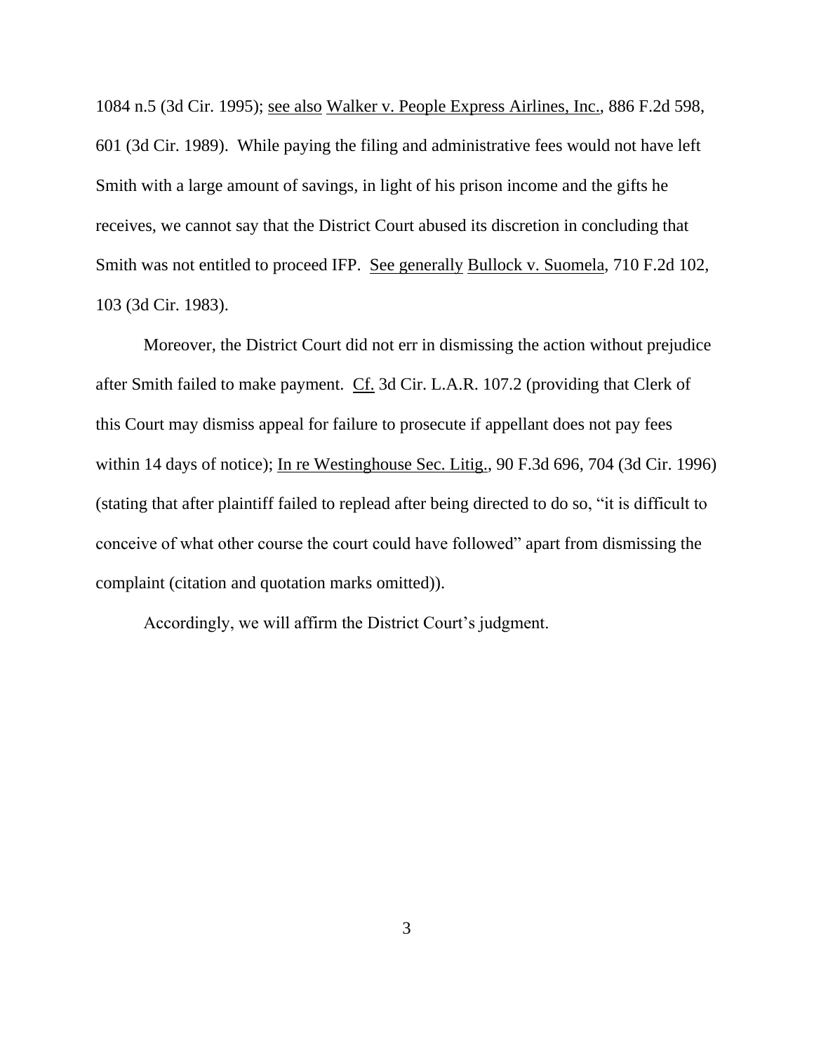1084 n.5 (3d Cir. 1995); see also Walker v. People Express Airlines, Inc., 886 F.2d 598, 601 (3d Cir. 1989). While paying the filing and administrative fees would not have left Smith with a large amount of savings, in light of his prison income and the gifts he receives, we cannot say that the District Court abused its discretion in concluding that Smith was not entitled to proceed IFP. See generally Bullock v. Suomela, 710 F.2d 102, 103 (3d Cir. 1983).

Moreover, the District Court did not err in dismissing the action without prejudice after Smith failed to make payment. Cf. 3d Cir. L.A.R. 107.2 (providing that Clerk of this Court may dismiss appeal for failure to prosecute if appellant does not pay fees within 14 days of notice); In re Westinghouse Sec. Litig., 90 F.3d 696, 704 (3d Cir. 1996) (stating that after plaintiff failed to replead after being directed to do so, "it is difficult to conceive of what other course the court could have followed" apart from dismissing the complaint (citation and quotation marks omitted)).

Accordingly, we will affirm the District Court's judgment.